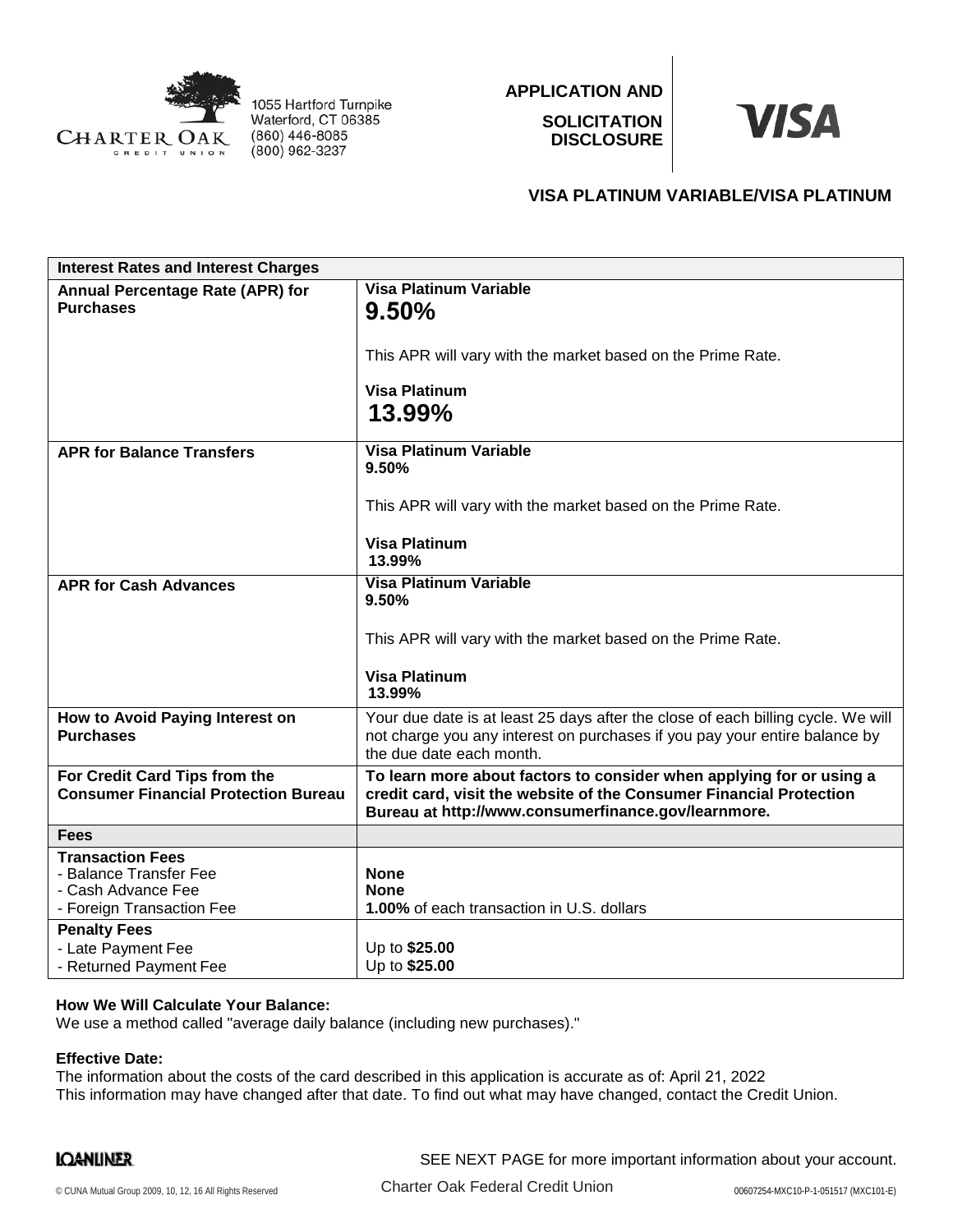Charter Oak Credit Union
1055 Hartford Turnpike
Waterford, CT 06385
(860) 446-8085
(800) 962-3237

**APPLICATION AND SOLICITATION DISCLOSURE**

**VISA**

## VISA PLATINUM VARIABLE/VISA PLATINUM

| **Interest Rates and Interest Charges** | |
|---|---|
| **Annual Percentage Rate (APR) for Purchases** | **Visa Platinum Variable** **9.50%** This APR will vary with the market based on the Prime Rate. **Visa Platinum** **13.99%** |
| **APR for Balance Transfers** | **Visa Platinum Variable** **9.50%** This APR will vary with the market based on the Prime Rate. **Visa Platinum** **13.99%** |
| **APR for Cash Advances** | **Visa Platinum Variable** **9.50%** This APR will vary with the market based on the Prime Rate. **Visa Platinum** **13.99%** |
| **How to Avoid Paying Interest on Purchases** | Your due date is at least 25 days after the close of each billing cycle. We will not charge you any interest on purchases if you pay your entire balance by the due date each month. |
| **For Credit Card Tips from the Consumer Financial Protection Bureau** | **To learn more about factors to consider when applying for or using a credit card, visit the website of the Consumer Financial Protection Bureau at http://www.consumerfinance.gov/learnmore.** |
| **Fees** | |
| **Transaction Fees** - Balance Transfer Fee - Cash Advance Fee - Foreign Transaction Fee | **None** **None** **1.00%** of each transaction in U.S. dollars |
| **Penalty Fees** - Late Payment Fee - Returned Payment Fee | Up to **$25.00** Up to **$25.00** |

**How We Will Calculate Your Balance:**
We use a method called "average daily balance (including new purchases)."

**Effective Date:**
The information about the costs of the card described in this application is accurate as of: April 21, 2022
This information may have changed after that date. To find out what may have changed, contact the Credit Union.

SEE NEXT PAGE for more important information about your account.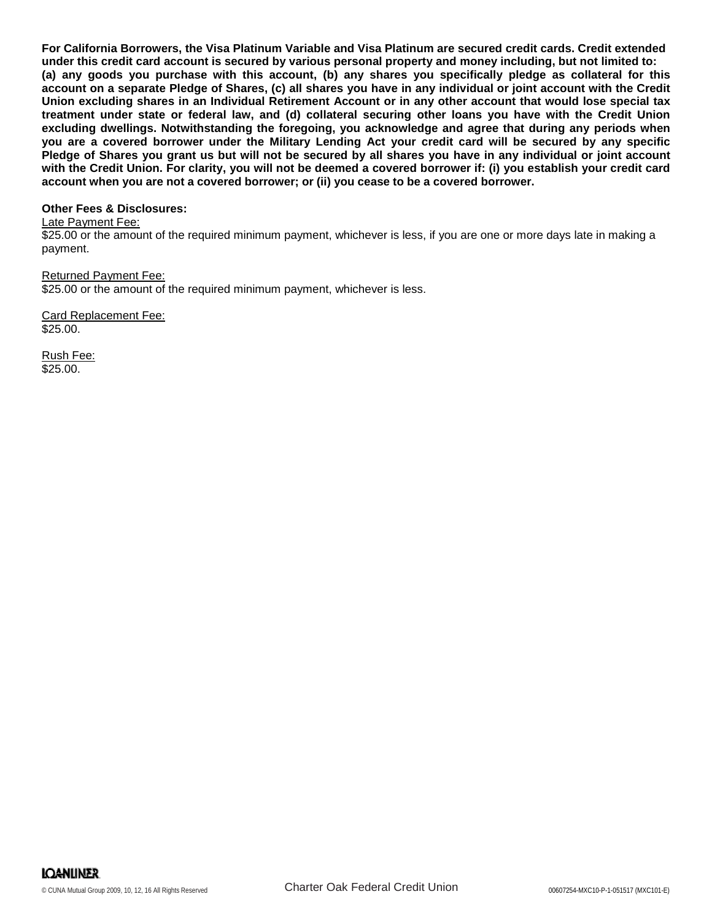**For California Borrowers, the Visa Platinum Variable and Visa Platinum are secured credit cards. Credit extended under this credit card account is secured by various personal property and money including, but not limited to: (a) any goods you purchase with this account, (b) any shares you specifically pledge as collateral for this account on a separate Pledge of Shares, (c) all shares you have in any individual or joint account with the Credit Union excluding shares in an Individual Retirement Account or in any other account that would lose special tax treatment under state or federal law, and (d) collateral securing other loans you have with the Credit Union excluding dwellings. Notwithstanding the foregoing, you acknowledge and agree that during any periods when you are a covered borrower under the Military Lending Act your credit card will be secured by any specific Pledge of Shares you grant us but will not be secured by all shares you have in any individual or joint account with the Credit Union. For clarity, you will not be deemed a covered borrower if: (i) you establish your credit card account when you are not a covered borrower; or (ii) you cease to be a covered borrower.**

**Other Fees & Disclosures:**

Late Payment Fee:
$25.00 or the amount of the required minimum payment, whichever is less, if you are one or more days late in making a payment.

Returned Payment Fee:
$25.00 or the amount of the required minimum payment, whichever is less.

Card Replacement Fee:
$25.00.

Rush Fee:
$25.00.

LOANLINER

© CUNA Mutual Group 2009, 10, 12, 16 All Rights Reserved

Charter Oak Federal Credit Union

00607254-MXC10-P-1-051517 (MXC101-E)